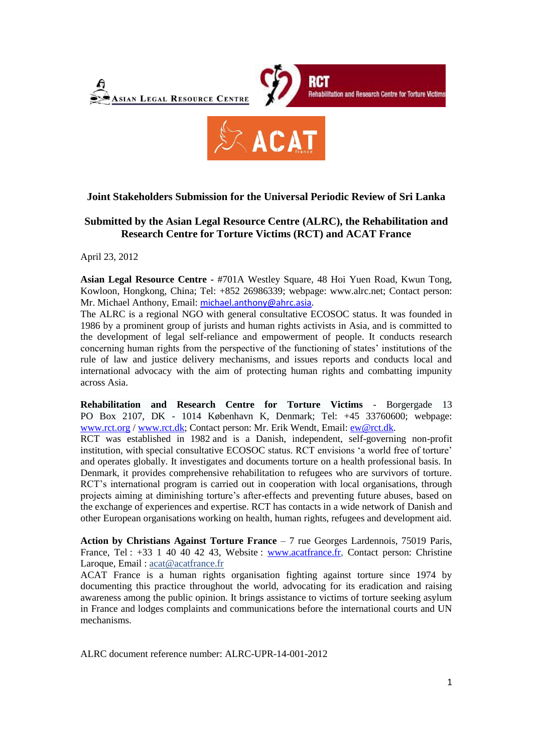ASIAN LEGAL RESOURCE CENTRE

RCT Rehabilitation and Research Centre for Torture Victims

ACAT France

**Joint Stakeholders Submission for the Universal Periodic Review of Sri Lanka**

**Submitted by the Asian Legal Resource Centre (ALRC), the Rehabilitation and Research Centre for Torture Victims (RCT) and ACAT France**

April 23, 2012

**Asian Legal Resource Centre** - #701A Westley Square, 48 Hoi Yuen Road, Kwun Tong, Kowloon, Hongkong, China; Tel: +852 26986339; webpage: www.alrc.net; Contact person: Mr. Michael Anthony, Email: michael.anthony@ahrc.asia.

The ALRC is a regional NGO with general consultative ECOSOC status. It was founded in 1986 by a prominent group of jurists and human rights activists in Asia, and is committed to the development of legal self-reliance and empowerment of people. It conducts research concerning human rights from the perspective of the functioning of states' institutions of the rule of law and justice delivery mechanisms, and issues reports and conducts local and international advocacy with the aim of protecting human rights and combatting impunity across Asia.

**Rehabilitation and Research Centre for Torture Victims** - Borgergade 13 PO Box 2107, DK - 1014 København K, Denmark; Tel: +45 33760600; webpage: www.rct.org / www.rct.dk; Contact person: Mr. Erik Wendt, Email: ew@rct.dk.

RCT was established in 1982 and is a Danish, independent, self-governing non-profit institution, with special consultative ECOSOC status. RCT envisions 'a world free of torture' and operates globally. It investigates and documents torture on a health professional basis. In Denmark, it provides comprehensive rehabilitation to refugees who are survivors of torture. RCT's international program is carried out in cooperation with local organisations, through projects aiming at diminishing torture's after-effects and preventing future abuses, based on the exchange of experiences and expertise. RCT has contacts in a wide network of Danish and other European organisations working on health, human rights, refugees and development aid.

**Action by Christians Against Torture France** – 7 rue Georges Lardennois, 75019 Paris, France, Tel : +33 1 40 40 42 43, Website : www.acatfrance.fr, Contact person: Christine Laroque, Email : acat@acatfrance.fr

ACAT France is a human rights organisation fighting against torture since 1974 by documenting this practice throughout the world, advocating for its eradication and raising awareness among the public opinion. It brings assistance to victims of torture seeking asylum in France and lodges complaints and communications before the international courts and UN mechanisms.

ALRC document reference number: ALRC-UPR-14-001-2012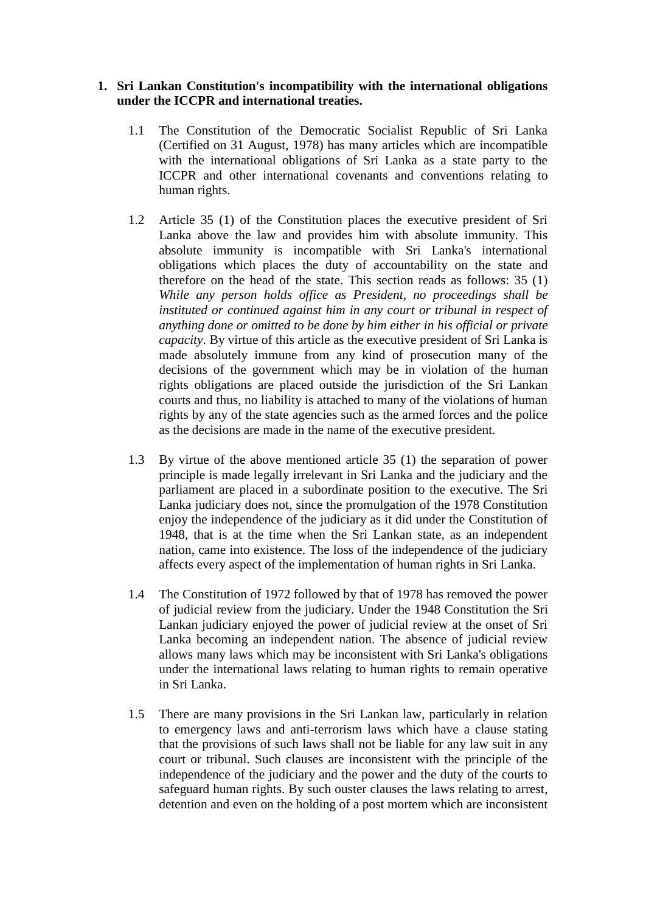1. **Sri Lankan Constitution's incompatibility with the international obligations under the ICCPR and international treaties.**

   1.1 The Constitution of the Democratic Socialist Republic of Sri Lanka (Certified on 31 August, 1978) has many articles which are incompatible with the international obligations of Sri Lanka as a state party to the ICCPR and other international covenants and conventions relating to human rights.

   1.2 Article 35 (1) of the Constitution places the executive president of Sri Lanka above the law and provides him with absolute immunity. This absolute immunity is incompatible with Sri Lanka's international obligations which places the duty of accountability on the state and therefore on the head of the state. This section reads as follows: 35 (1) *While any person holds office as President, no proceedings shall be instituted or continued against him in any court or tribunal in respect of anything done or omitted to be done by him either in his official or private capacity*. By virtue of this article as the executive president of Sri Lanka is made absolutely immune from any kind of prosecution many of the decisions of the government which may be in violation of the human rights obligations are placed outside the jurisdiction of the Sri Lankan courts and thus, no liability is attached to many of the violations of human rights by any of the state agencies such as the armed forces and the police as the decisions are made in the name of the executive president.

   1.3 By virtue of the above mentioned article 35 (1) the separation of power principle is made legally irrelevant in Sri Lanka and the judiciary and the parliament are placed in a subordinate position to the executive. The Sri Lanka judiciary does not, since the promulgation of the 1978 Constitution enjoy the independence of the judiciary as it did under the Constitution of 1948, that is at the time when the Sri Lankan state, as an independent nation, came into existence. The loss of the independence of the judiciary affects every aspect of the implementation of human rights in Sri Lanka.

   1.4 The Constitution of 1972 followed by that of 1978 has removed the power of judicial review from the judiciary. Under the 1948 Constitution the Sri Lankan judiciary enjoyed the power of judicial review at the onset of Sri Lanka becoming an independent nation. The absence of judicial review allows many laws which may be inconsistent with Sri Lanka's obligations under the international laws relating to human rights to remain operative in Sri Lanka.

   1.5 There are many provisions in the Sri Lankan law, particularly in relation to emergency laws and anti-terrorism laws which have a clause stating that the provisions of such laws shall not be liable for any law suit in any court or tribunal. Such clauses are inconsistent with the principle of the independence of the judiciary and the power and the duty of the courts to safeguard human rights. By such ouster clauses the laws relating to arrest, detention and even on the holding of a post mortem which are inconsistent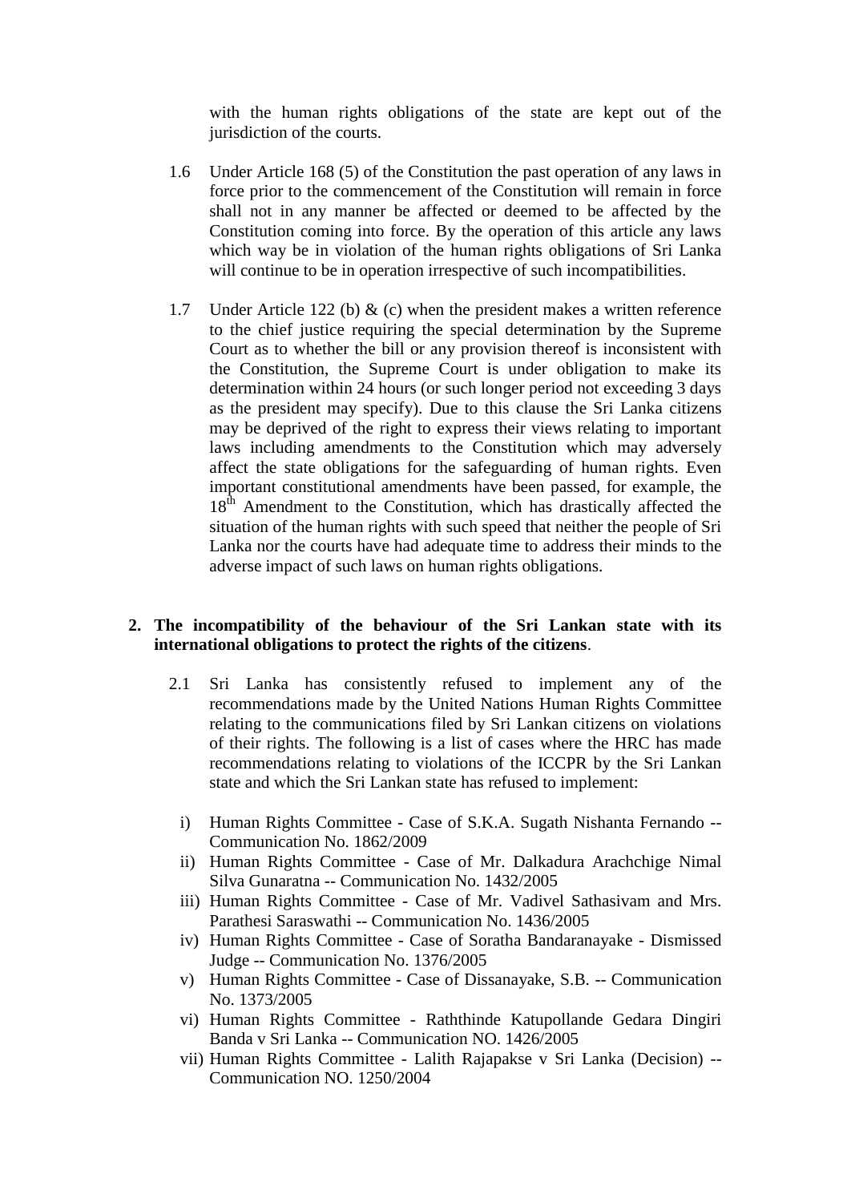with the human rights obligations of the state are kept out of the jurisdiction of the courts.

1.6 Under Article 168 (5) of the Constitution the past operation of any laws in force prior to the commencement of the Constitution will remain in force shall not in any manner be affected or deemed to be affected by the Constitution coming into force. By the operation of this article any laws which way be in violation of the human rights obligations of Sri Lanka will continue to be in operation irrespective of such incompatibilities.

1.7 Under Article 122 (b) & (c) when the president makes a written reference to the chief justice requiring the special determination by the Supreme Court as to whether the bill or any provision thereof is inconsistent with the Constitution, the Supreme Court is under obligation to make its determination within 24 hours (or such longer period not exceeding 3 days as the president may specify). Due to this clause the Sri Lanka citizens may be deprived of the right to express their views relating to important laws including amendments to the Constitution which may adversely affect the state obligations for the safeguarding of human rights. Even important constitutional amendments have been passed, for example, the 18th Amendment to the Constitution, which has drastically affected the situation of the human rights with such speed that neither the people of Sri Lanka nor the courts have had adequate time to address their minds to the adverse impact of such laws on human rights obligations.

**2. The incompatibility of the behaviour of the Sri Lankan state with its international obligations to protect the rights of the citizens**.

2.1 Sri Lanka has consistently refused to implement any of the recommendations made by the United Nations Human Rights Committee relating to the communications filed by Sri Lankan citizens on violations of their rights. The following is a list of cases where the HRC has made recommendations relating to violations of the ICCPR by the Sri Lankan state and which the Sri Lankan state has refused to implement:

i) Human Rights Committee - Case of S.K.A. Sugath Nishanta Fernando -- Communication No. 1862/2009
ii) Human Rights Committee - Case of Mr. Dalkadura Arachchige Nimal Silva Gunaratna -- Communication No. 1432/2005
iii) Human Rights Committee - Case of Mr. Vadivel Sathasivam and Mrs. Parathesi Saraswathi -- Communication No. 1436/2005
iv) Human Rights Committee - Case of Soratha Bandaranayake - Dismissed Judge -- Communication No. 1376/2005
v) Human Rights Committee - Case of Dissanayake, S.B. -- Communication No. 1373/2005
vi) Human Rights Committee - Raththinde Katupollande Gedara Dingiri Banda v Sri Lanka -- Communication NO. 1426/2005
vii) Human Rights Committee - Lalith Rajapakse v Sri Lanka (Decision) -- Communication NO. 1250/2004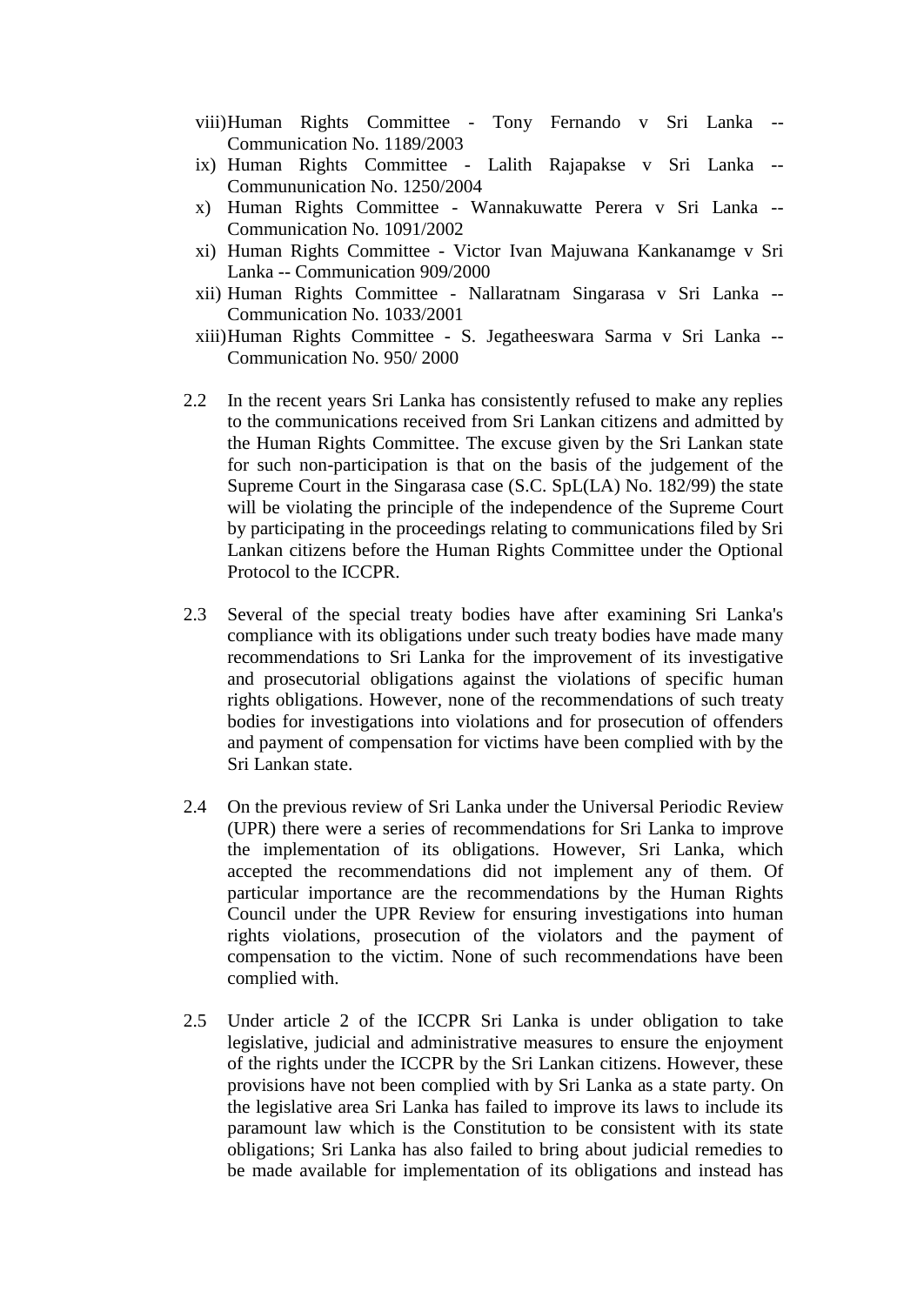viii) Human Rights Committee - Tony Fernando v Sri Lanka -- Communication No. 1189/2003

ix) Human Rights Committee - Lalith Rajapakse v Sri Lanka -- Commununication No. 1250/2004

x) Human Rights Committee - Wannakuwatte Perera v Sri Lanka -- Communication No. 1091/2002

xi) Human Rights Committee - Victor Ivan Majuwana Kankanamge v Sri Lanka -- Communication 909/2000

xii) Human Rights Committee - Nallaratnam Singarasa v Sri Lanka -- Communication No. 1033/2001

xiii) Human Rights Committee - S. Jegatheeswara Sarma v Sri Lanka -- Communication No. 950/ 2000

2.2 In the recent years Sri Lanka has consistently refused to make any replies to the communications received from Sri Lankan citizens and admitted by the Human Rights Committee. The excuse given by the Sri Lankan state for such non-participation is that on the basis of the judgement of the Supreme Court in the Singarasa case (S.C. SpL(LA) No. 182/99) the state will be violating the principle of the independence of the Supreme Court by participating in the proceedings relating to communications filed by Sri Lankan citizens before the Human Rights Committee under the Optional Protocol to the ICCPR.

2.3 Several of the special treaty bodies have after examining Sri Lanka's compliance with its obligations under such treaty bodies have made many recommendations to Sri Lanka for the improvement of its investigative and prosecutorial obligations against the violations of specific human rights obligations. However, none of the recommendations of such treaty bodies for investigations into violations and for prosecution of offenders and payment of compensation for victims have been complied with by the Sri Lankan state.

2.4 On the previous review of Sri Lanka under the Universal Periodic Review (UPR) there were a series of recommendations for Sri Lanka to improve the implementation of its obligations. However, Sri Lanka, which accepted the recommendations did not implement any of them. Of particular importance are the recommendations by the Human Rights Council under the UPR Review for ensuring investigations into human rights violations, prosecution of the violators and the payment of compensation to the victim. None of such recommendations have been complied with.

2.5 Under article 2 of the ICCPR Sri Lanka is under obligation to take legislative, judicial and administrative measures to ensure the enjoyment of the rights under the ICCPR by the Sri Lankan citizens. However, these provisions have not been complied with by Sri Lanka as a state party. On the legislative area Sri Lanka has failed to improve its laws to include its paramount law which is the Constitution to be consistent with its state obligations; Sri Lanka has also failed to bring about judicial remedies to be made available for implementation of its obligations and instead has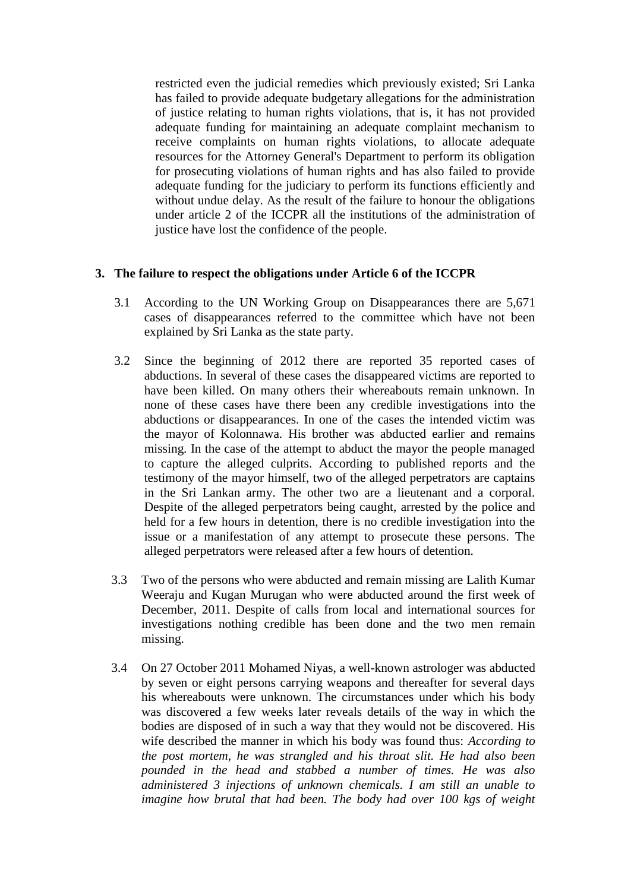restricted even the judicial remedies which previously existed; Sri Lanka has failed to provide adequate budgetary allegations for the administration of justice relating to human rights violations, that is, it has not provided adequate funding for maintaining an adequate complaint mechanism to receive complaints on human rights violations, to allocate adequate resources for the Attorney General's Department to perform its obligation for prosecuting violations of human rights and has also failed to provide adequate funding for the judiciary to perform its functions efficiently and without undue delay. As the result of the failure to honour the obligations under article 2 of the ICCPR all the institutions of the administration of justice have lost the confidence of the people.

## 3. The failure to respect the obligations under Article 6 of the ICCPR

3.1 According to the UN Working Group on Disappearances there are 5,671 cases of disappearances referred to the committee which have not been explained by Sri Lanka as the state party.

3.2 Since the beginning of 2012 there are reported 35 reported cases of abductions. In several of these cases the disappeared victims are reported to have been killed. On many others their whereabouts remain unknown. In none of these cases have there been any credible investigations into the abductions or disappearances. In one of the cases the intended victim was the mayor of Kolonnawa. His brother was abducted earlier and remains missing. In the case of the attempt to abduct the mayor the people managed to capture the alleged culprits. According to published reports and the testimony of the mayor himself, two of the alleged perpetrators are captains in the Sri Lankan army. The other two are a lieutenant and a corporal. Despite of the alleged perpetrators being caught, arrested by the police and held for a few hours in detention, there is no credible investigation into the issue or a manifestation of any attempt to prosecute these persons. The alleged perpetrators were released after a few hours of detention.

3.3 Two of the persons who were abducted and remain missing are Lalith Kumar Weeraju and Kugan Murugan who were abducted around the first week of December, 2011. Despite of calls from local and international sources for investigations nothing credible has been done and the two men remain missing.

3.4 On 27 October 2011 Mohamed Niyas, a well-known astrologer was abducted by seven or eight persons carrying weapons and thereafter for several days his whereabouts were unknown. The circumstances under which his body was discovered a few weeks later reveals details of the way in which the bodies are disposed of in such a way that they would not be discovered. His wife described the manner in which his body was found thus: *According to the post mortem, he was strangled and his throat slit. He had also been pounded in the head and stabbed a number of times. He was also administered 3 injections of unknown chemicals. I am still an unable to imagine how brutal that had been. The body had over 100 kgs of weight*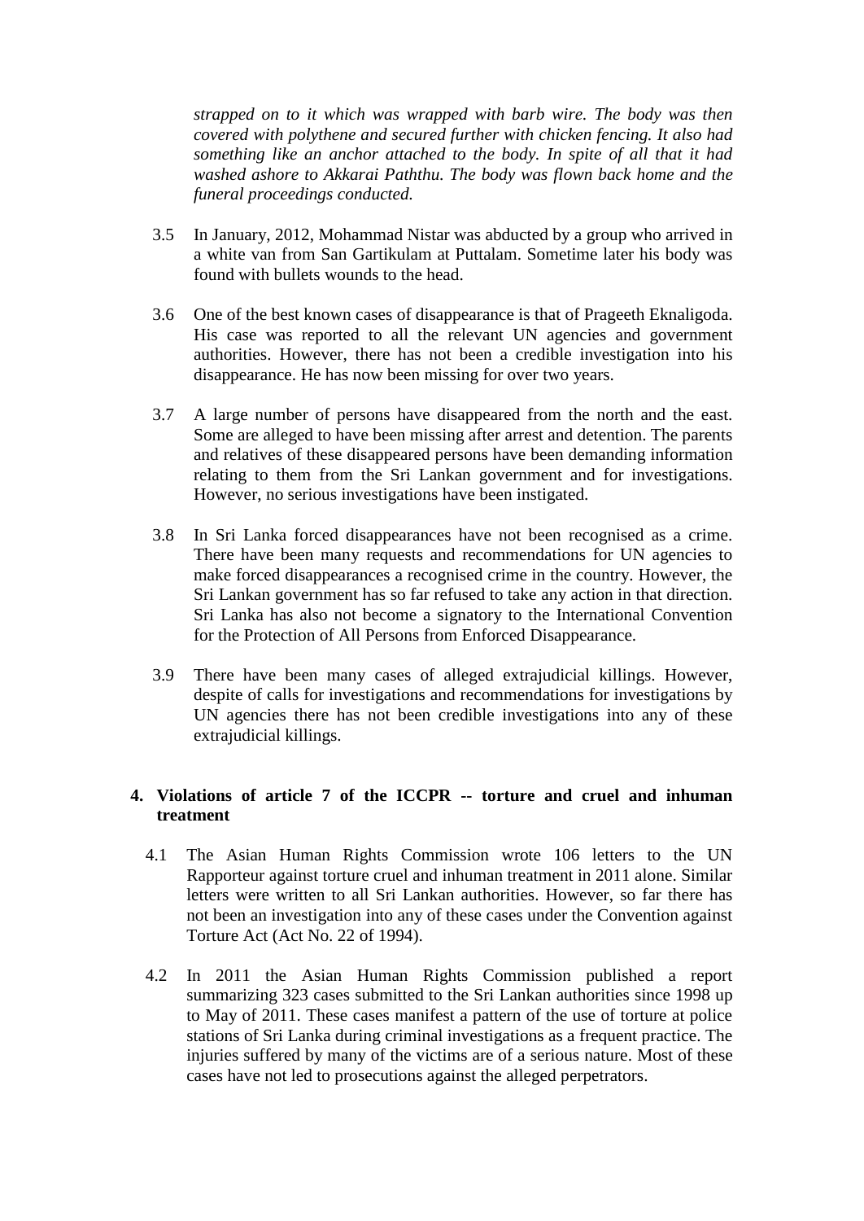*strapped on to it which was wrapped with barb wire. The body was then covered with polythene and secured further with chicken fencing. It also had something like an anchor attached to the body. In spite of all that it had washed ashore to Akkarai Paththu. The body was flown back home and the funeral proceedings conducted.*

3.5 In January, 2012, Mohammad Nistar was abducted by a group who arrived in a white van from San Gartikulam at Puttalam. Sometime later his body was found with bullets wounds to the head.

3.6 One of the best known cases of disappearance is that of Prageeth Eknaligoda. His case was reported to all the relevant UN agencies and government authorities. However, there has not been a credible investigation into his disappearance. He has now been missing for over two years.

3.7 A large number of persons have disappeared from the north and the east. Some are alleged to have been missing after arrest and detention. The parents and relatives of these disappeared persons have been demanding information relating to them from the Sri Lankan government and for investigations. However, no serious investigations have been instigated.

3.8 In Sri Lanka forced disappearances have not been recognised as a crime. There have been many requests and recommendations for UN agencies to make forced disappearances a recognised crime in the country. However, the Sri Lankan government has so far refused to take any action in that direction. Sri Lanka has also not become a signatory to the International Convention for the Protection of All Persons from Enforced Disappearance.

3.9 There have been many cases of alleged extrajudicial killings. However, despite of calls for investigations and recommendations for investigations by UN agencies there has not been credible investigations into any of these extrajudicial killings.

## 4. Violations of article 7 of the ICCPR -- torture and cruel and inhuman treatment

4.1 The Asian Human Rights Commission wrote 106 letters to the UN Rapporteur against torture cruel and inhuman treatment in 2011 alone. Similar letters were written to all Sri Lankan authorities. However, so far there has not been an investigation into any of these cases under the Convention against Torture Act (Act No. 22 of 1994).

4.2 In 2011 the Asian Human Rights Commission published a report summarizing 323 cases submitted to the Sri Lankan authorities since 1998 up to May of 2011. These cases manifest a pattern of the use of torture at police stations of Sri Lanka during criminal investigations as a frequent practice. The injuries suffered by many of the victims are of a serious nature. Most of these cases have not led to prosecutions against the alleged perpetrators.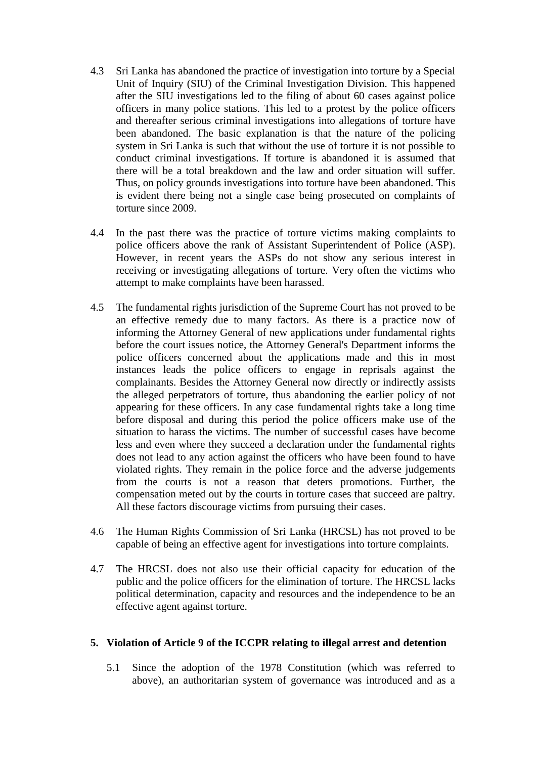4.3 Sri Lanka has abandoned the practice of investigation into torture by a Special Unit of Inquiry (SIU) of the Criminal Investigation Division. This happened after the SIU investigations led to the filing of about 60 cases against police officers in many police stations. This led to a protest by the police officers and thereafter serious criminal investigations into allegations of torture have been abandoned. The basic explanation is that the nature of the policing system in Sri Lanka is such that without the use of torture it is not possible to conduct criminal investigations. If torture is abandoned it is assumed that there will be a total breakdown and the law and order situation will suffer. Thus, on policy grounds investigations into torture have been abandoned. This is evident there being not a single case being prosecuted on complaints of torture since 2009.

4.4 In the past there was the practice of torture victims making complaints to police officers above the rank of Assistant Superintendent of Police (ASP). However, in recent years the ASPs do not show any serious interest in receiving or investigating allegations of torture. Very often the victims who attempt to make complaints have been harassed.

4.5 The fundamental rights jurisdiction of the Supreme Court has not proved to be an effective remedy due to many factors. As there is a practice now of informing the Attorney General of new applications under fundamental rights before the court issues notice, the Attorney General's Department informs the police officers concerned about the applications made and this in most instances leads the police officers to engage in reprisals against the complainants. Besides the Attorney General now directly or indirectly assists the alleged perpetrators of torture, thus abandoning the earlier policy of not appearing for these officers. In any case fundamental rights take a long time before disposal and during this period the police officers make use of the situation to harass the victims. The number of successful cases have become less and even where they succeed a declaration under the fundamental rights does not lead to any action against the officers who have been found to have violated rights. They remain in the police force and the adverse judgements from the courts is not a reason that deters promotions. Further, the compensation meted out by the courts in torture cases that succeed are paltry. All these factors discourage victims from pursuing their cases.

4.6 The Human Rights Commission of Sri Lanka (HRCSL) has not proved to be capable of being an effective agent for investigations into torture complaints.

4.7 The HRCSL does not also use their official capacity for education of the public and the police officers for the elimination of torture. The HRCSL lacks political determination, capacity and resources and the independence to be an effective agent against torture.

## 5. Violation of Article 9 of the ICCPR relating to illegal arrest and detention

5.1 Since the adoption of the 1978 Constitution (which was referred to above), an authoritarian system of governance was introduced and as a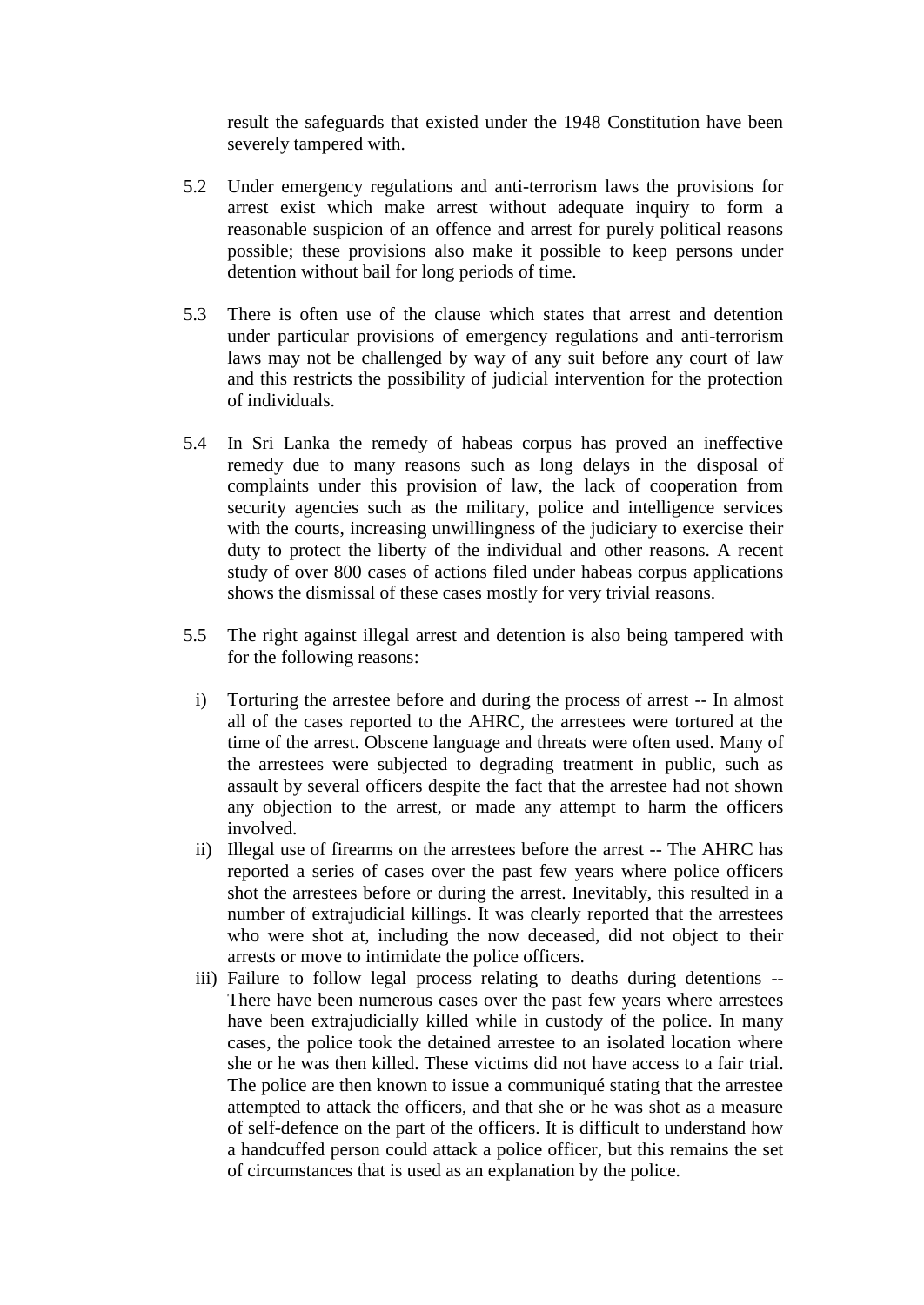result the safeguards that existed under the 1948 Constitution have been severely tampered with.

5.2 Under emergency regulations and anti-terrorism laws the provisions for arrest exist which make arrest without adequate inquiry to form a reasonable suspicion of an offence and arrest for purely political reasons possible; these provisions also make it possible to keep persons under detention without bail for long periods of time.

5.3 There is often use of the clause which states that arrest and detention under particular provisions of emergency regulations and anti-terrorism laws may not be challenged by way of any suit before any court of law and this restricts the possibility of judicial intervention for the protection of individuals.

5.4 In Sri Lanka the remedy of habeas corpus has proved an ineffective remedy due to many reasons such as long delays in the disposal of complaints under this provision of law, the lack of cooperation from security agencies such as the military, police and intelligence services with the courts, increasing unwillingness of the judiciary to exercise their duty to protect the liberty of the individual and other reasons. A recent study of over 800 cases of actions filed under habeas corpus applications shows the dismissal of these cases mostly for very trivial reasons.

5.5 The right against illegal arrest and detention is also being tampered with for the following reasons:

i) Torturing the arrestee before and during the process of arrest -- In almost all of the cases reported to the AHRC, the arrestees were tortured at the time of the arrest. Obscene language and threats were often used. Many of the arrestees were subjected to degrading treatment in public, such as assault by several officers despite the fact that the arrestee had not shown any objection to the arrest, or made any attempt to harm the officers involved.

ii) Illegal use of firearms on the arrestees before the arrest -- The AHRC has reported a series of cases over the past few years where police officers shot the arrestees before or during the arrest. Inevitably, this resulted in a number of extrajudicial killings. It was clearly reported that the arrestees who were shot at, including the now deceased, did not object to their arrests or move to intimidate the police officers.

iii) Failure to follow legal process relating to deaths during detentions -- There have been numerous cases over the past few years where arrestees have been extrajudicially killed while in custody of the police. In many cases, the police took the detained arrestee to an isolated location where she or he was then killed. These victims did not have access to a fair trial. The police are then known to issue a communiqué stating that the arrestee attempted to attack the officers, and that she or he was shot as a measure of self-defence on the part of the officers. It is difficult to understand how a handcuffed person could attack a police officer, but this remains the set of circumstances that is used as an explanation by the police.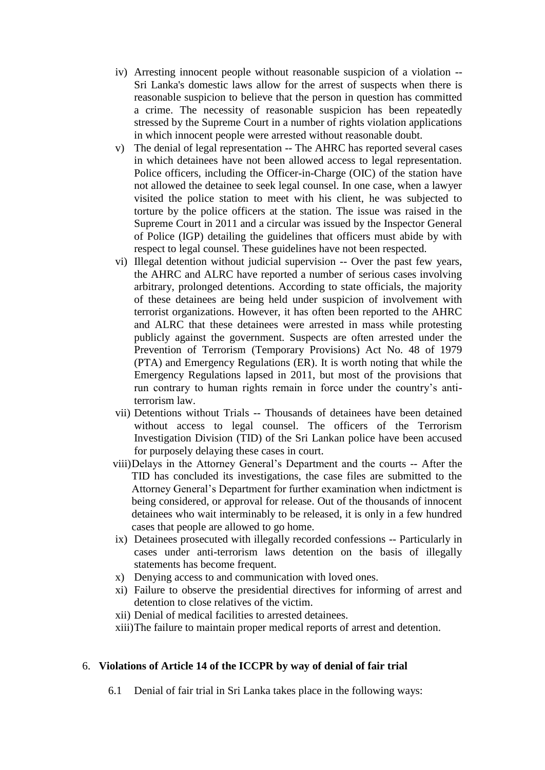iv) Arresting innocent people without reasonable suspicion of a violation -- Sri Lanka's domestic laws allow for the arrest of suspects when there is reasonable suspicion to believe that the person in question has committed a crime. The necessity of reasonable suspicion has been repeatedly stressed by the Supreme Court in a number of rights violation applications in which innocent people were arrested without reasonable doubt.

v) The denial of legal representation -- The AHRC has reported several cases in which detainees have not been allowed access to legal representation. Police officers, including the Officer-in-Charge (OIC) of the station have not allowed the detainee to seek legal counsel. In one case, when a lawyer visited the police station to meet with his client, he was subjected to torture by the police officers at the station. The issue was raised in the Supreme Court in 2011 and a circular was issued by the Inspector General of Police (IGP) detailing the guidelines that officers must abide by with respect to legal counsel. These guidelines have not been respected.

vi) Illegal detention without judicial supervision -- Over the past few years, the AHRC and ALRC have reported a number of serious cases involving arbitrary, prolonged detentions. According to state officials, the majority of these detainees are being held under suspicion of involvement with terrorist organizations. However, it has often been reported to the AHRC and ALRC that these detainees were arrested in mass while protesting publicly against the government. Suspects are often arrested under the Prevention of Terrorism (Temporary Provisions) Act No. 48 of 1979 (PTA) and Emergency Regulations (ER). It is worth noting that while the Emergency Regulations lapsed in 2011, but most of the provisions that run contrary to human rights remain in force under the country's anti-terrorism law.

vii) Detentions without Trials -- Thousands of detainees have been detained without access to legal counsel. The officers of the Terrorism Investigation Division (TID) of the Sri Lankan police have been accused for purposely delaying these cases in court.

viii) Delays in the Attorney General's Department and the courts -- After the TID has concluded its investigations, the case files are submitted to the Attorney General's Department for further examination when indictment is being considered, or approval for release. Out of the thousands of innocent detainees who wait interminably to be released, it is only in a few hundred cases that people are allowed to go home.

ix) Detainees prosecuted with illegally recorded confessions -- Particularly in cases under anti-terrorism laws detention on the basis of illegally statements has become frequent.

x) Denying access to and communication with loved ones.

xi) Failure to observe the presidential directives for informing of arrest and detention to close relatives of the victim.

xii) Denial of medical facilities to arrested detainees.

xiii) The failure to maintain proper medical reports of arrest and detention.

## 6. Violations of Article 14 of the ICCPR by way of denial of fair trial

6.1 Denial of fair trial in Sri Lanka takes place in the following ways: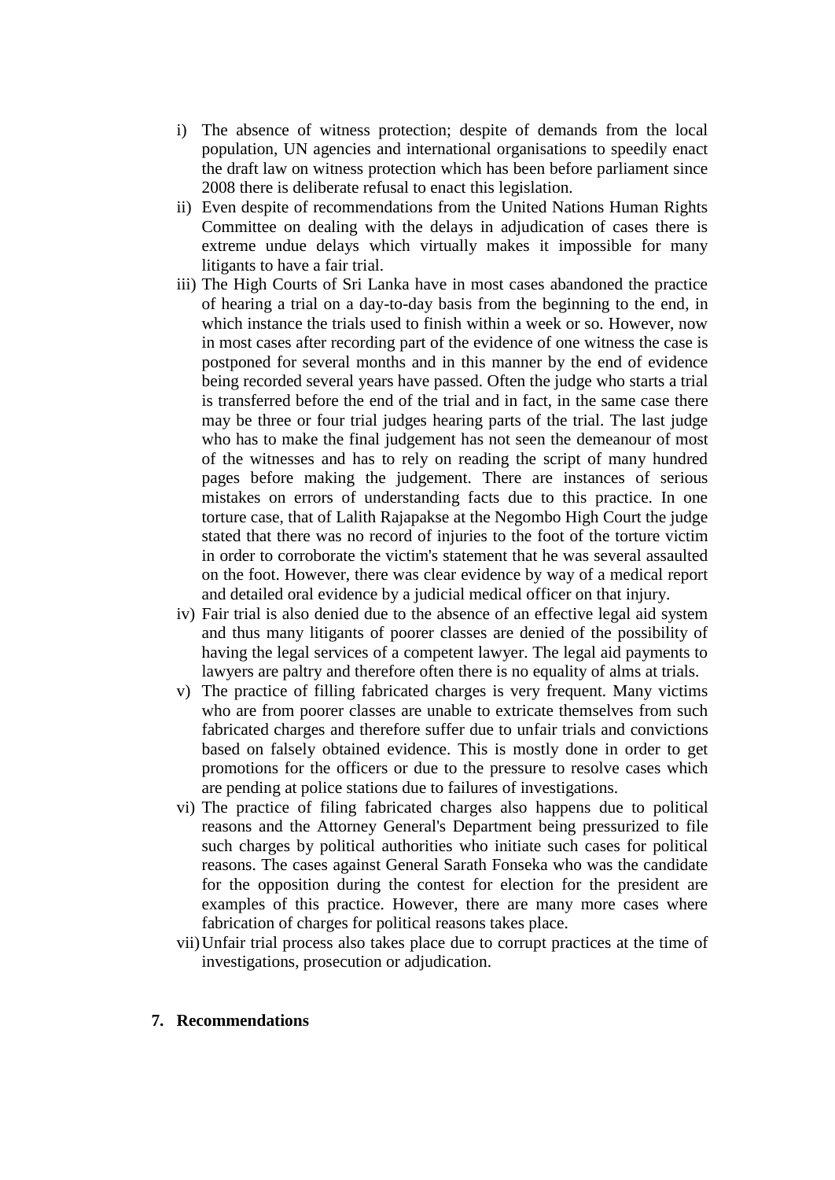i) The absence of witness protection; despite of demands from the local population, UN agencies and international organisations to speedily enact the draft law on witness protection which has been before parliament since 2008 there is deliberate refusal to enact this legislation.
ii) Even despite of recommendations from the United Nations Human Rights Committee on dealing with the delays in adjudication of cases there is extreme undue delays which virtually makes it impossible for many litigants to have a fair trial.
iii) The High Courts of Sri Lanka have in most cases abandoned the practice of hearing a trial on a day-to-day basis from the beginning to the end, in which instance the trials used to finish within a week or so. However, now in most cases after recording part of the evidence of one witness the case is postponed for several months and in this manner by the end of evidence being recorded several years have passed. Often the judge who starts a trial is transferred before the end of the trial and in fact, in the same case there may be three or four trial judges hearing parts of the trial. The last judge who has to make the final judgement has not seen the demeanour of most of the witnesses and has to rely on reading the script of many hundred pages before making the judgement. There are instances of serious mistakes on errors of understanding facts due to this practice. In one torture case, that of Lalith Rajapakse at the Negombo High Court the judge stated that there was no record of injuries to the foot of the torture victim in order to corroborate the victim's statement that he was several assaulted on the foot. However, there was clear evidence by way of a medical report and detailed oral evidence by a judicial medical officer on that injury.
iv) Fair trial is also denied due to the absence of an effective legal aid system and thus many litigants of poorer classes are denied of the possibility of having the legal services of a competent lawyer. The legal aid payments to lawyers are paltry and therefore often there is no equality of alms at trials.
v) The practice of filling fabricated charges is very frequent. Many victims who are from poorer classes are unable to extricate themselves from such fabricated charges and therefore suffer due to unfair trials and convictions based on falsely obtained evidence. This is mostly done in order to get promotions for the officers or due to the pressure to resolve cases which are pending at police stations due to failures of investigations.
vi) The practice of filing fabricated charges also happens due to political reasons and the Attorney General's Department being pressurized to file such charges by political authorities who initiate such cases for political reasons. The cases against General Sarath Fonseka who was the candidate for the opposition during the contest for election for the president are examples of this practice. However, there are many more cases where fabrication of charges for political reasons takes place.
vii) Unfair trial process also takes place due to corrupt practices at the time of investigations, prosecution or adjudication.

## 7. Recommendations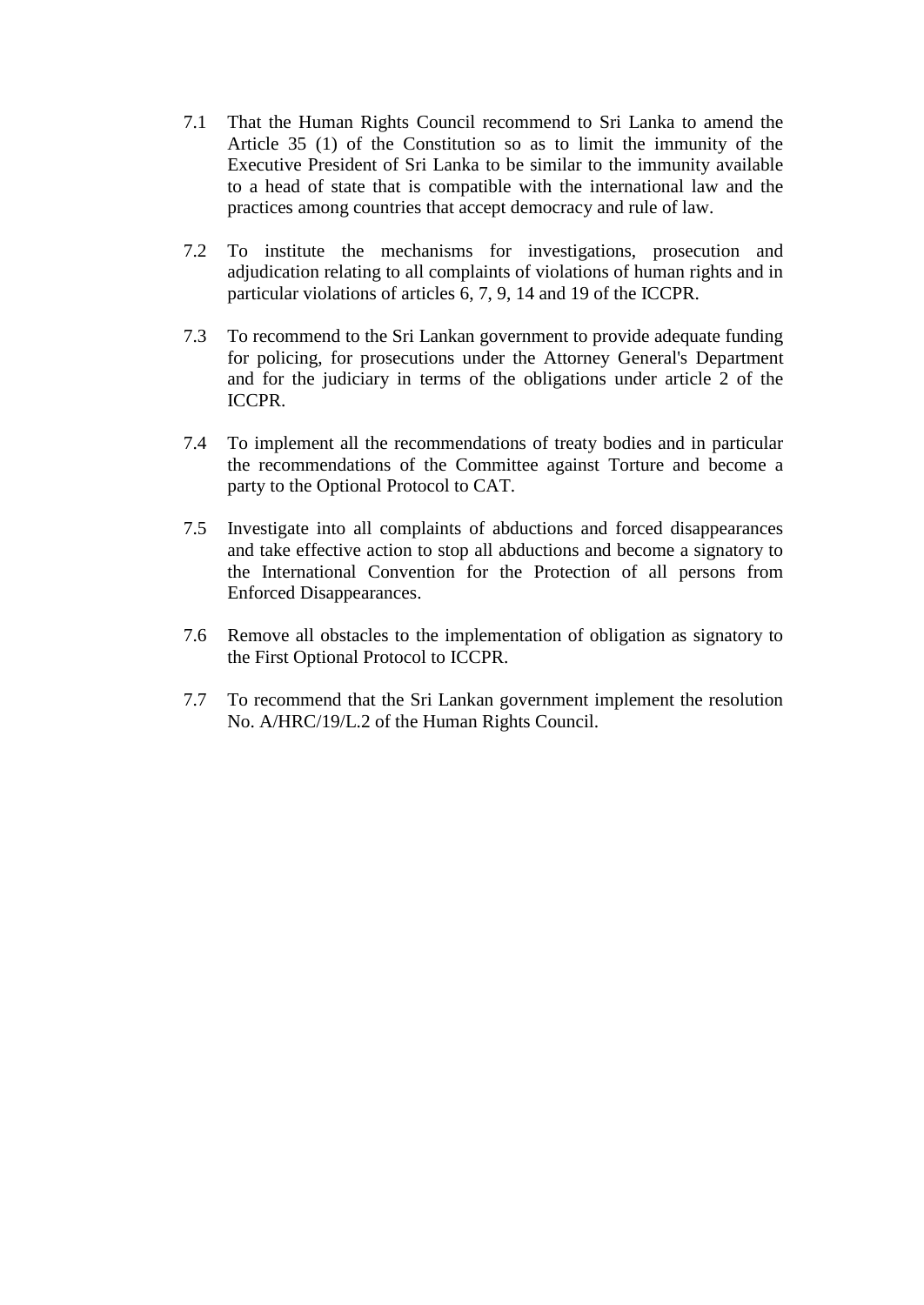7.1 That the Human Rights Council recommend to Sri Lanka to amend the Article 35 (1) of the Constitution so as to limit the immunity of the Executive President of Sri Lanka to be similar to the immunity available to a head of state that is compatible with the international law and the practices among countries that accept democracy and rule of law.

7.2 To institute the mechanisms for investigations, prosecution and adjudication relating to all complaints of violations of human rights and in particular violations of articles 6, 7, 9, 14 and 19 of the ICCPR.

7.3 To recommend to the Sri Lankan government to provide adequate funding for policing, for prosecutions under the Attorney General's Department and for the judiciary in terms of the obligations under article 2 of the ICCPR.

7.4 To implement all the recommendations of treaty bodies and in particular the recommendations of the Committee against Torture and become a party to the Optional Protocol to CAT.

7.5 Investigate into all complaints of abductions and forced disappearances and take effective action to stop all abductions and become a signatory to the International Convention for the Protection of all persons from Enforced Disappearances.

7.6 Remove all obstacles to the implementation of obligation as signatory to the First Optional Protocol to ICCPR.

7.7 To recommend that the Sri Lankan government implement the resolution No. A/HRC/19/L.2 of the Human Rights Council.